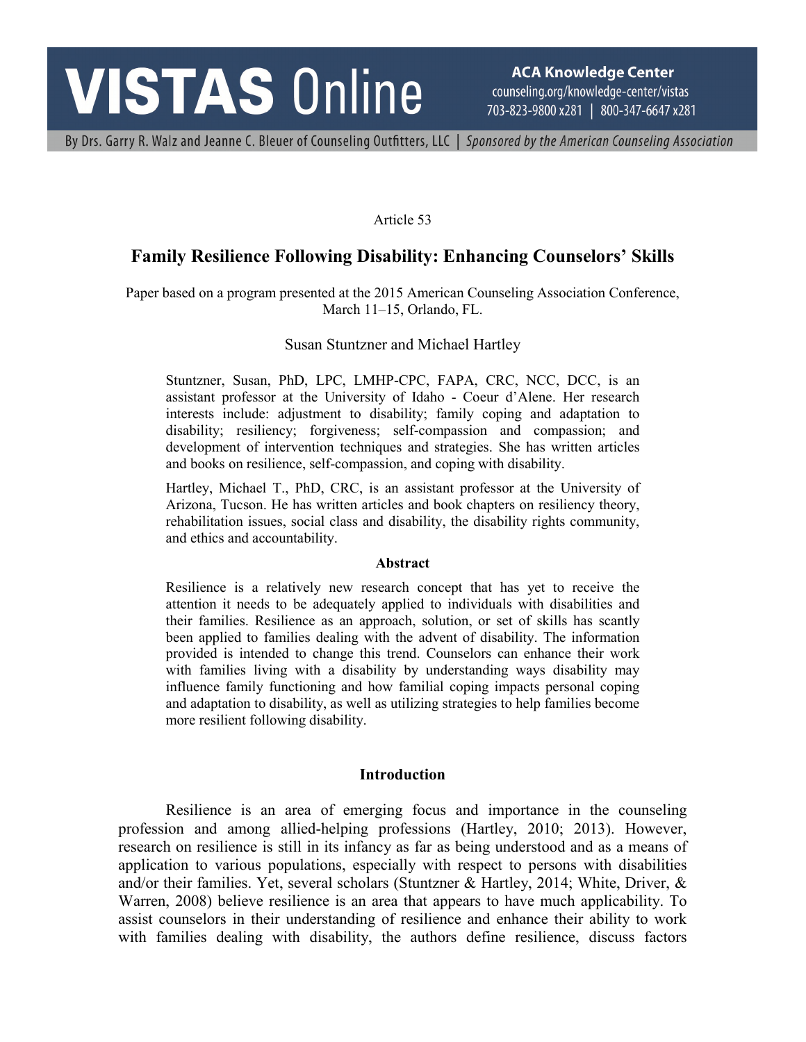Article 53

# Family Resilience Following Disability: Enhancing Counselors' Skills

Paper based on a program presented at the 2015 American Counseling Association Conference, March 11–15, Orlando, FL.

Susan Stuntzner and Michael Hartley

Stuntzner, Susan, PhD, LPC, LMHP-CPC, FAPA, CRC, NCC, DCC, is an assistant professor at the University of Idaho - Coeur d'Alene. Her research interests include: adjustment to disability; family coping and adaptation to disability; resiliency; forgiveness; self-compassion and compassion; and development of intervention techniques and strategies. She has written articles and books on resilience, self-compassion, and coping with disability.

Hartley, Michael T., PhD, CRC, is an assistant professor at the University of Arizona, Tucson. He has written articles and book chapters on resiliency theory, rehabilitation issues, social class and disability, the disability rights community, and ethics and accountability.

### Abstract

Resilience is a relatively new research concept that has yet to receive the attention it needs to be adequately applied to individuals with disabilities and their families. Resilience as an approach, solution, or set of skills has scantly been applied to families dealing with the advent of disability. The information provided is intended to change this trend. Counselors can enhance their work with families living with a disability by understanding ways disability may influence family functioning and how familial coping impacts personal coping and adaptation to disability, as well as utilizing strategies to help families become more resilient following disability.

## Introduction

Resilience is an area of emerging focus and importance in the counseling profession and among allied-helping professions (Hartley, 2010; 2013). However, research on resilience is still in its infancy as far as being understood and as a means of application to various populations, especially with respect to persons with disabilities and/or their families. Yet, several scholars (Stuntzner & Hartley, 2014; White, Driver, & Warren, 2008) believe resilience is an area that appears to have much applicability. To assist counselors in their understanding of resilience and enhance their ability to work with families dealing with disability, the authors define resilience, discuss factors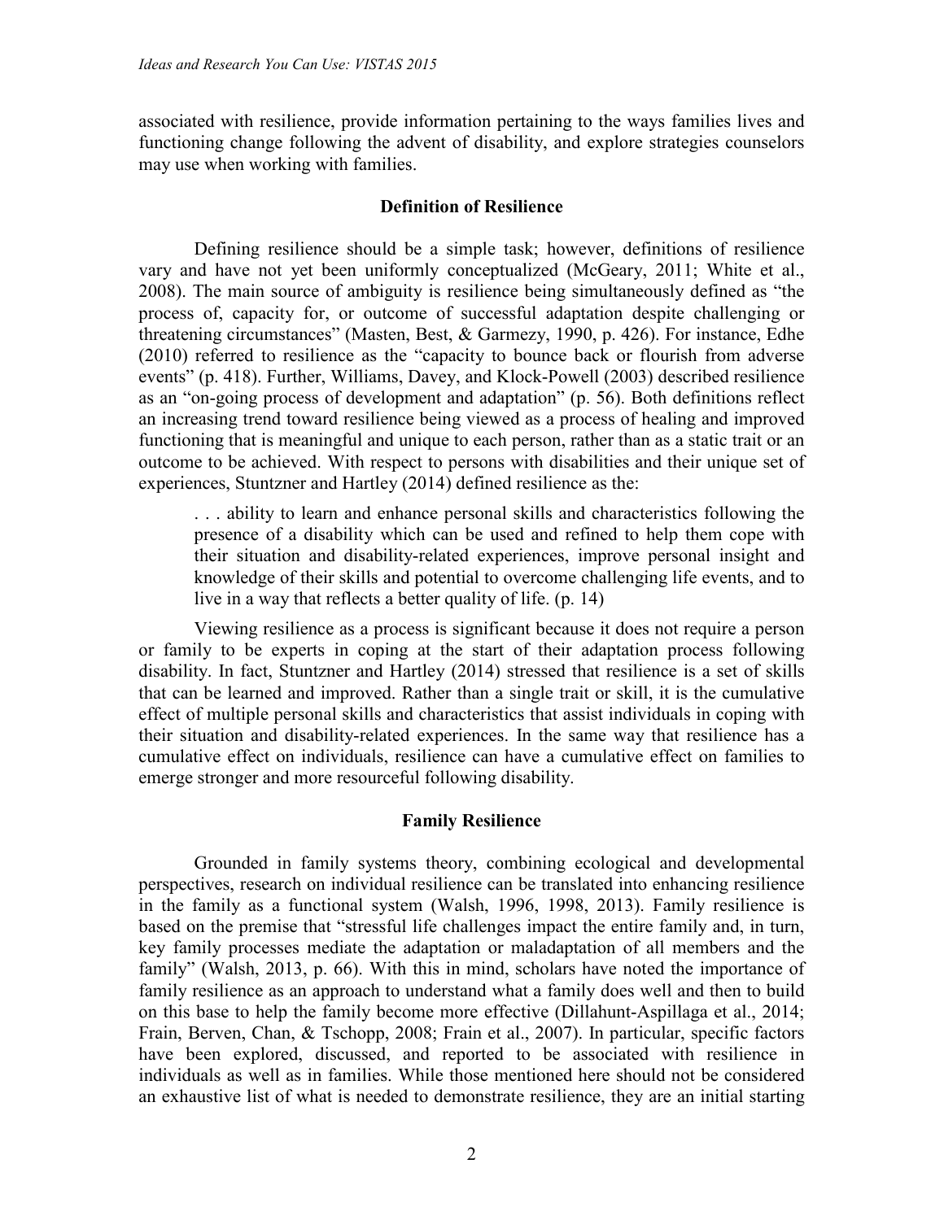associated with resilience, provide information pertaining to the ways families lives and functioning change following the advent of disability, and explore strategies counselors may use when working with families.

## Definition of Resilience

Defining resilience should be a simple task; however, definitions of resilience vary and have not yet been uniformly conceptualized (McGeary, 2011; White et al., 2008). The main source of ambiguity is resilience being simultaneously defined as "the process of, capacity for, or outcome of successful adaptation despite challenging or threatening circumstances" (Masten, Best, & Garmezy, 1990, p. 426). For instance, Edhe (2010) referred to resilience as the "capacity to bounce back or flourish from adverse events" (p. 418). Further, Williams, Davey, and Klock-Powell (2003) described resilience as an "on-going process of development and adaptation" (p. 56). Both definitions reflect an increasing trend toward resilience being viewed as a process of healing and improved functioning that is meaningful and unique to each person, rather than as a static trait or an outcome to be achieved. With respect to persons with disabilities and their unique set of experiences, Stuntzner and Hartley (2014) defined resilience as the:

> . . . ability to learn and enhance personal skills and characteristics following the presence of a disability which can be used and refined to help them cope with their situation and disability-related experiences, improve personal insight and knowledge of their skills and potential to overcome challenging life events, and to live in a way that reflects a better quality of life. (p. 14)

Viewing resilience as a process is significant because it does not require a person or family to be experts in coping at the start of their adaptation process following disability. In fact, Stuntzner and Hartley (2014) stressed that resilience is a set of skills that can be learned and improved. Rather than a single trait or skill, it is the cumulative effect of multiple personal skills and characteristics that assist individuals in coping with their situation and disability-related experiences. In the same way that resilience has a cumulative effect on individuals, resilience can have a cumulative effect on families to emerge stronger and more resourceful following disability.

## Family Resilience

Grounded in family systems theory, combining ecological and developmental perspectives, research on individual resilience can be translated into enhancing resilience in the family as a functional system (Walsh, 1996, 1998, 2013). Family resilience is based on the premise that "stressful life challenges impact the entire family and, in turn, key family processes mediate the adaptation or maladaptation of all members and the family" (Walsh, 2013, p. 66). With this in mind, scholars have noted the importance of family resilience as an approach to understand what a family does well and then to build on this base to help the family become more effective (Dillahunt-Aspillaga et al., 2014; Frain, Berven, Chan, & Tschopp, 2008; Frain et al., 2007). In particular, specific factors have been explored, discussed, and reported to be associated with resilience in individuals as well as in families. While those mentioned here should not be considered an exhaustive list of what is needed to demonstrate resilience, they are an initial starting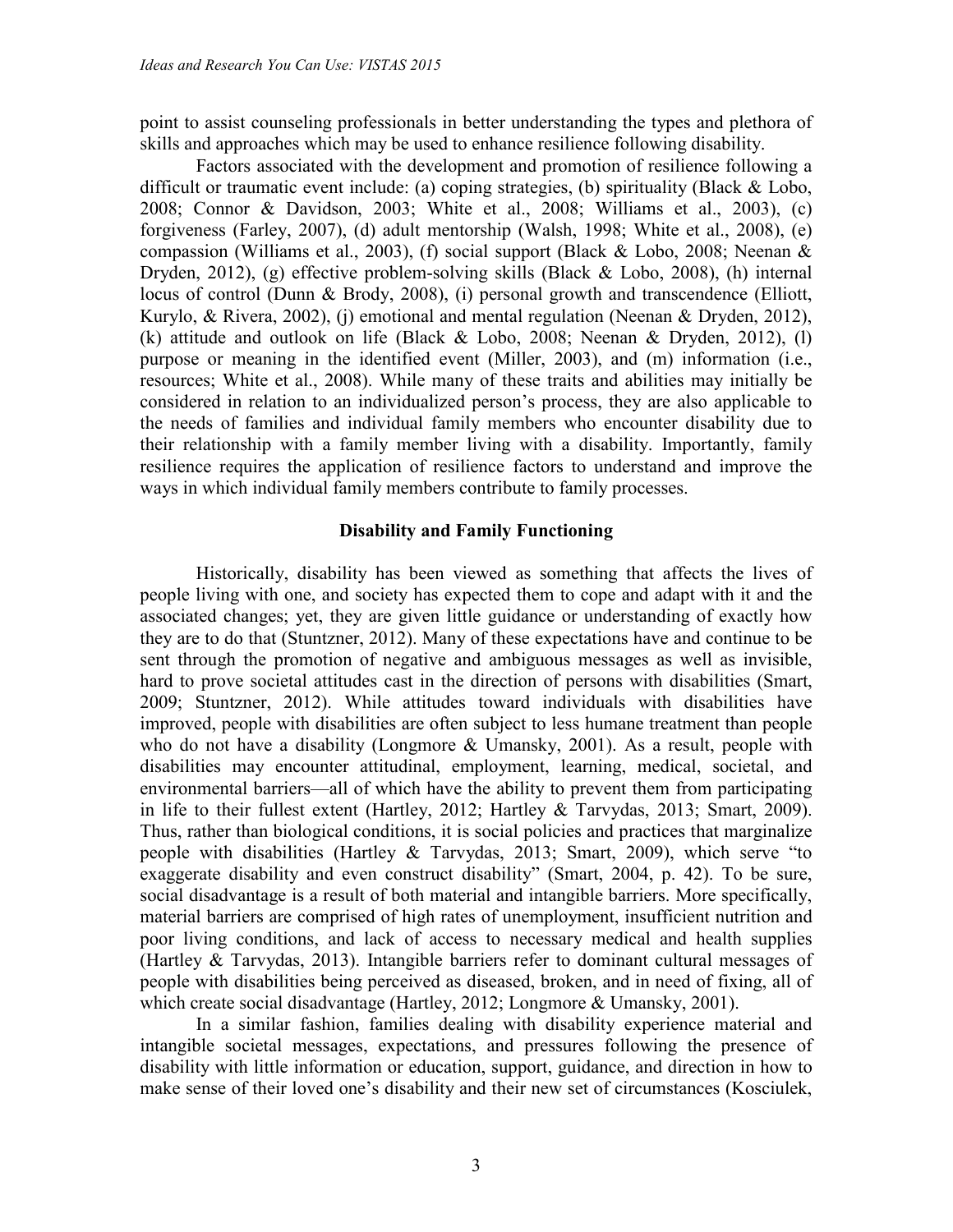point to assist counseling professionals in better understanding the types and plethora of skills and approaches which may be used to enhance resilience following disability.

Factors associated with the development and promotion of resilience following a difficult or traumatic event include: (a) coping strategies, (b) spirituality (Black & Lobo, 2008; Connor & Davidson, 2003; White et al., 2008; Williams et al., 2003), (c) forgiveness (Farley, 2007), (d) adult mentorship (Walsh, 1998; White et al., 2008), (e) compassion (Williams et al., 2003), (f) social support (Black & Lobo, 2008; Neenan & Dryden, 2012), (g) effective problem-solving skills (Black & Lobo, 2008), (h) internal locus of control (Dunn & Brody, 2008), (i) personal growth and transcendence (Elliott, Kurylo, & Rivera, 2002), (j) emotional and mental regulation (Neenan & Dryden, 2012), (k) attitude and outlook on life (Black & Lobo, 2008; Neenan & Dryden, 2012), (l) purpose or meaning in the identified event (Miller, 2003), and (m) information (i.e., resources; White et al., 2008). While many of these traits and abilities may initially be considered in relation to an individualized person's process, they are also applicable to the needs of families and individual family members who encounter disability due to their relationship with a family member living with a disability. Importantly, family resilience requires the application of resilience factors to understand and improve the ways in which individual family members contribute to family processes.

## Disability and Family Functioning

Historically, disability has been viewed as something that affects the lives of people living with one, and society has expected them to cope and adapt with it and the associated changes; yet, they are given little guidance or understanding of exactly how they are to do that (Stuntzner, 2012). Many of these expectations have and continue to be sent through the promotion of negative and ambiguous messages as well as invisible, hard to prove societal attitudes cast in the direction of persons with disabilities (Smart, 2009; Stuntzner, 2012). While attitudes toward individuals with disabilities have improved, people with disabilities are often subject to less humane treatment than people who do not have a disability (Longmore & Umansky, 2001). As a result, people with disabilities may encounter attitudinal, employment, learning, medical, societal, and environmental barriers—all of which have the ability to prevent them from participating in life to their fullest extent (Hartley, 2012; Hartley & Tarvydas, 2013; Smart, 2009). Thus, rather than biological conditions, it is social policies and practices that marginalize people with disabilities (Hartley & Tarvydas, 2013; Smart, 2009), which serve "to exaggerate disability and even construct disability" (Smart, 2004, p. 42). To be sure, social disadvantage is a result of both material and intangible barriers. More specifically, material barriers are comprised of high rates of unemployment, insufficient nutrition and poor living conditions, and lack of access to necessary medical and health supplies (Hartley & Tarvydas, 2013). Intangible barriers refer to dominant cultural messages of people with disabilities being perceived as diseased, broken, and in need of fixing, all of which create social disadvantage (Hartley, 2012; Longmore & Umansky, 2001).

In a similar fashion, families dealing with disability experience material and intangible societal messages, expectations, and pressures following the presence of disability with little information or education, support, guidance, and direction in how to make sense of their loved one's disability and their new set of circumstances (Kosciulek,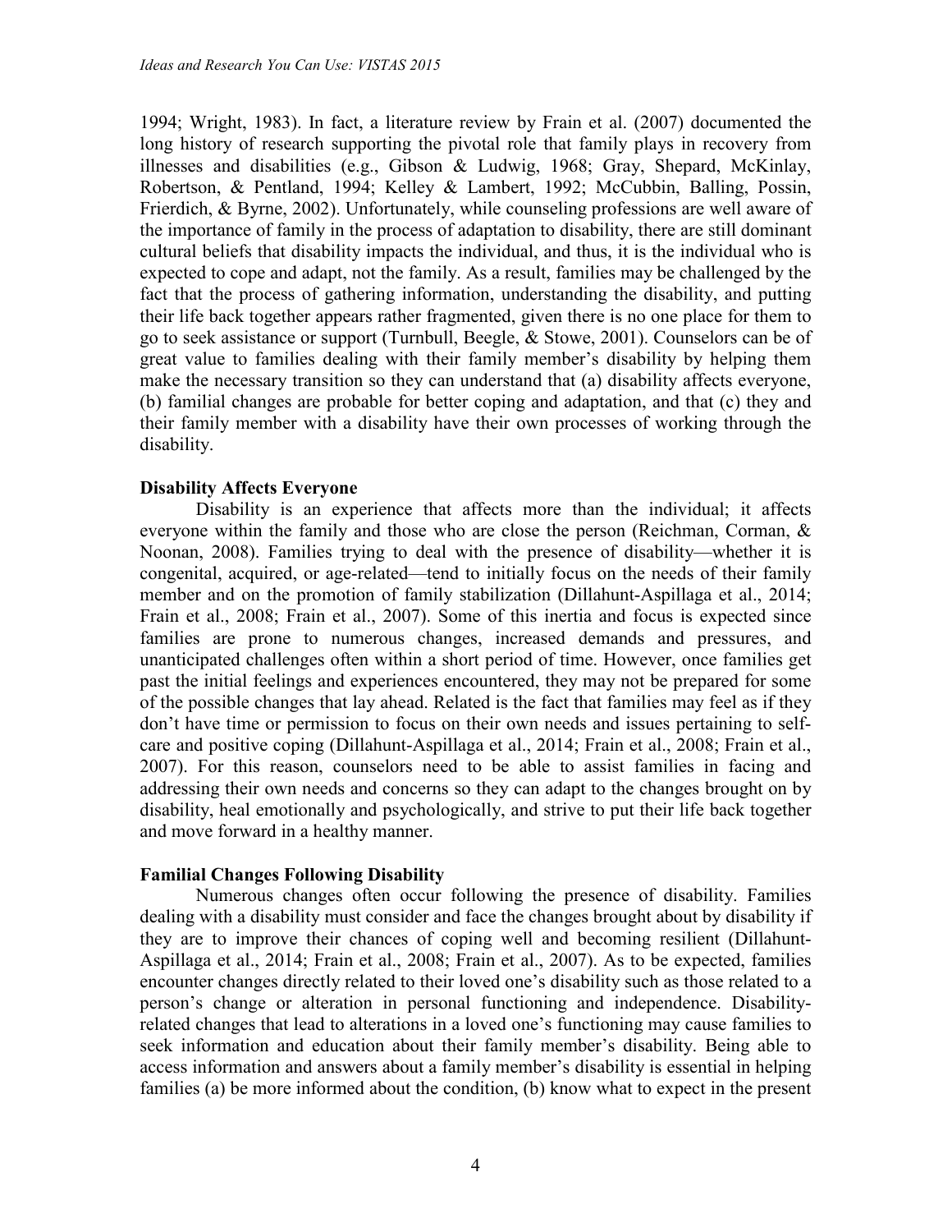1994; Wright, 1983). In fact, a literature review by Frain et al. (2007) documented the long history of research supporting the pivotal role that family plays in recovery from illnesses and disabilities (e.g., Gibson & Ludwig, 1968; Gray, Shepard, McKinlay, Robertson, & Pentland, 1994; Kelley & Lambert, 1992; McCubbin, Balling, Possin, Frierdich, & Byrne, 2002). Unfortunately, while counseling professions are well aware of the importance of family in the process of adaptation to disability, there are still dominant cultural beliefs that disability impacts the individual, and thus, it is the individual who is expected to cope and adapt, not the family. As a result, families may be challenged by the fact that the process of gathering information, understanding the disability, and putting their life back together appears rather fragmented, given there is no one place for them to go to seek assistance or support (Turnbull, Beegle, & Stowe, 2001). Counselors can be of great value to families dealing with their family member's disability by helping them make the necessary transition so they can understand that (a) disability affects everyone, (b) familial changes are probable for better coping and adaptation, and that (c) they and their family member with a disability have their own processes of working through the disability.

**Disability Affects Everyone**

Disability is an experience that affects more than the individual; it affects everyone within the family and those who are close the person (Reichman, Corman, & Noonan, 2008). Families trying to deal with the presence of disability—whether it is congenital, acquired, or age-related—tend to initially focus on the needs of their family member and on the promotion of family stabilization (Dillahunt-Aspillaga et al., 2014; Frain et al., 2008; Frain et al., 2007). Some of this inertia and focus is expected since families are prone to numerous changes, increased demands and pressures, and unanticipated challenges often within a short period of time. However, once families get past the initial feelings and experiences encountered, they may not be prepared for some of the possible changes that lay ahead. Related is the fact that families may feel as if they don't have time or permission to focus on their own needs and issues pertaining to self-care and positive coping (Dillahunt-Aspillaga et al., 2014; Frain et al., 2008; Frain et al., 2007). For this reason, counselors need to be able to assist families in facing and addressing their own needs and concerns so they can adapt to the changes brought on by disability, heal emotionally and psychologically, and strive to put their life back together and move forward in a healthy manner.

**Familial Changes Following Disability**

Numerous changes often occur following the presence of disability. Families dealing with a disability must consider and face the changes brought about by disability if they are to improve their chances of coping well and becoming resilient (Dillahunt-Aspillaga et al., 2014; Frain et al., 2008; Frain et al., 2007). As to be expected, families encounter changes directly related to their loved one's disability such as those related to a person's change or alteration in personal functioning and independence. Disability-related changes that lead to alterations in a loved one's functioning may cause families to seek information and education about their family member's disability. Being able to access information and answers about a family member's disability is essential in helping families (a) be more informed about the condition, (b) know what to expect in the present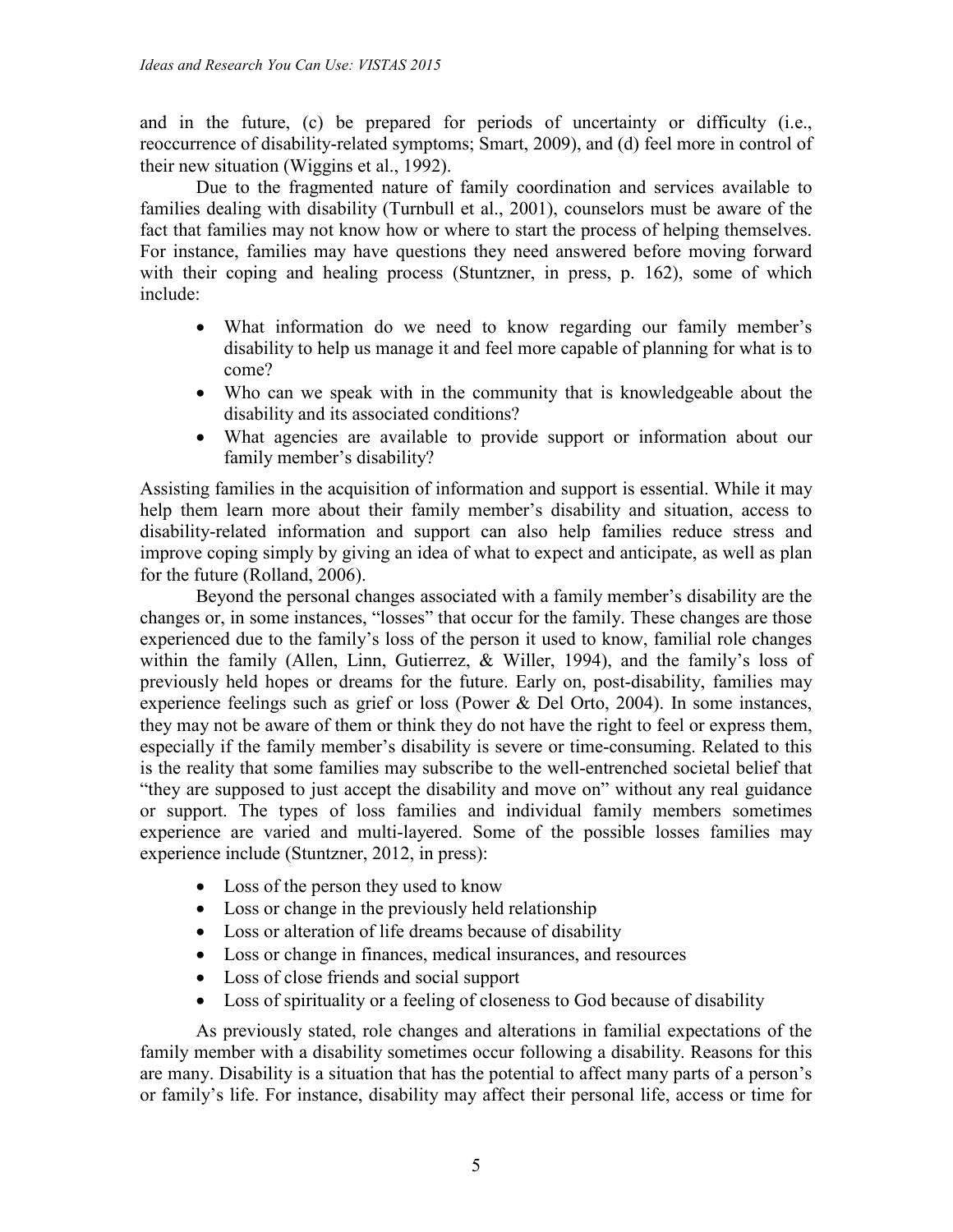and in the future, (c) be prepared for periods of uncertainty or difficulty (i.e., reoccurrence of disability-related symptoms; Smart, 2009), and (d) feel more in control of their new situation (Wiggins et al., 1992).

Due to the fragmented nature of family coordination and services available to families dealing with disability (Turnbull et al., 2001), counselors must be aware of the fact that families may not know how or where to start the process of helping themselves. For instance, families may have questions they need answered before moving forward with their coping and healing process (Stuntzner, in press, p. 162), some of which include:

- What information do we need to know regarding our family member's disability to help us manage it and feel more capable of planning for what is to come?
- Who can we speak with in the community that is knowledgeable about the disability and its associated conditions?
- What agencies are available to provide support or information about our family member's disability?

Assisting families in the acquisition of information and support is essential. While it may help them learn more about their family member's disability and situation, access to disability-related information and support can also help families reduce stress and improve coping simply by giving an idea of what to expect and anticipate, as well as plan for the future (Rolland, 2006).

Beyond the personal changes associated with a family member's disability are the changes or, in some instances, "losses" that occur for the family. These changes are those experienced due to the family's loss of the person it used to know, familial role changes within the family (Allen, Linn, Gutierrez, & Willer, 1994), and the family's loss of previously held hopes or dreams for the future. Early on, post-disability, families may experience feelings such as grief or loss (Power & Del Orto, 2004). In some instances, they may not be aware of them or think they do not have the right to feel or express them, especially if the family member's disability is severe or time-consuming. Related to this is the reality that some families may subscribe to the well-entrenched societal belief that "they are supposed to just accept the disability and move on" without any real guidance or support. The types of loss families and individual family members sometimes experience are varied and multi-layered. Some of the possible losses families may experience include (Stuntzner, 2012, in press):

- Loss of the person they used to know
- Loss or change in the previously held relationship
- Loss or alteration of life dreams because of disability
- Loss or change in finances, medical insurances, and resources
- Loss of close friends and social support
- Loss of spirituality or a feeling of closeness to God because of disability

As previously stated, role changes and alterations in familial expectations of the family member with a disability sometimes occur following a disability. Reasons for this are many. Disability is a situation that has the potential to affect many parts of a person's or family's life. For instance, disability may affect their personal life, access or time for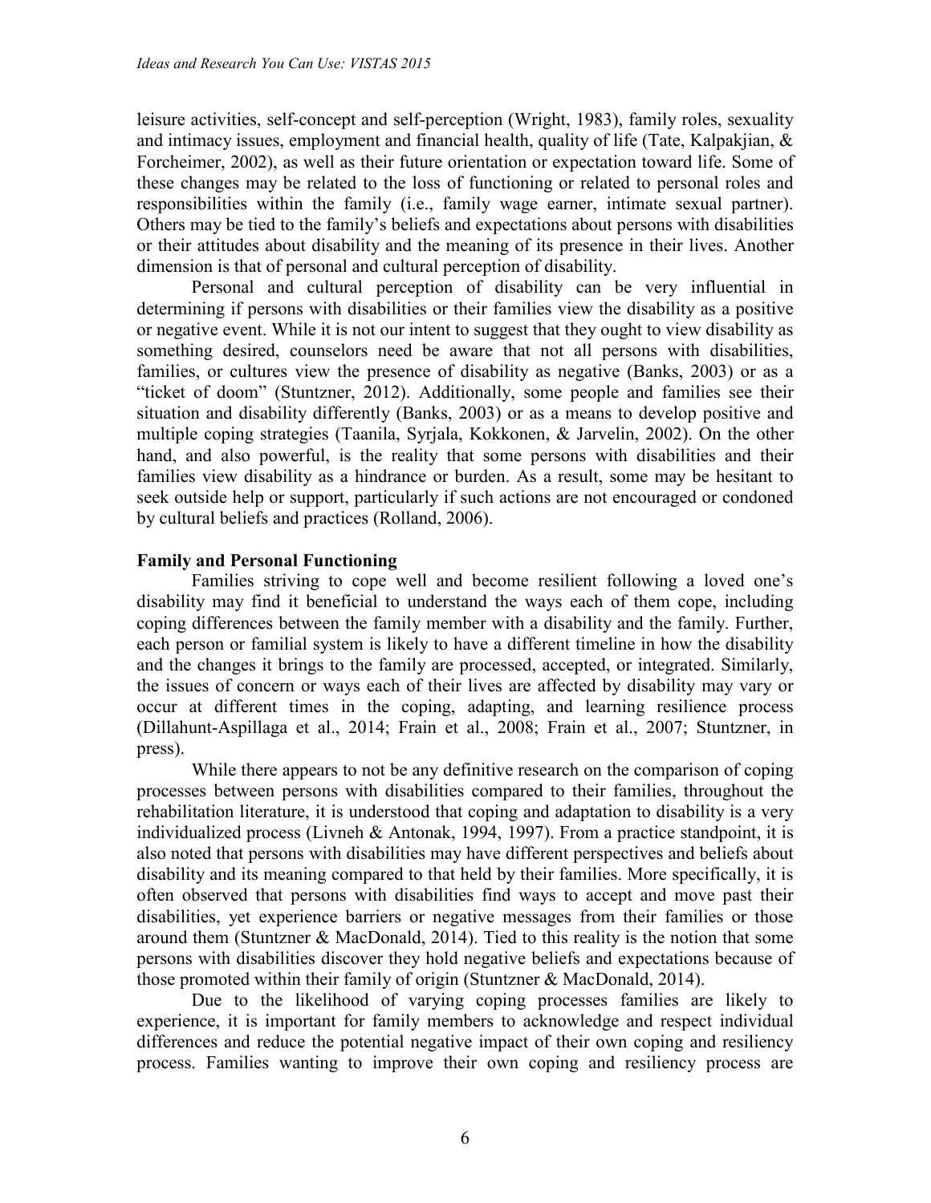leisure activities, self-concept and self-perception (Wright, 1983), family roles, sexuality and intimacy issues, employment and financial health, quality of life (Tate, Kalpakjian, & Forcheimer, 2002), as well as their future orientation or expectation toward life. Some of these changes may be related to the loss of functioning or related to personal roles and responsibilities within the family (i.e., family wage earner, intimate sexual partner). Others may be tied to the family's beliefs and expectations about persons with disabilities or their attitudes about disability and the meaning of its presence in their lives. Another dimension is that of personal and cultural perception of disability.

Personal and cultural perception of disability can be very influential in determining if persons with disabilities or their families view the disability as a positive or negative event. While it is not our intent to suggest that they ought to view disability as something desired, counselors need be aware that not all persons with disabilities, families, or cultures view the presence of disability as negative (Banks, 2003) or as a "ticket of doom" (Stuntzner, 2012). Additionally, some people and families see their situation and disability differently (Banks, 2003) or as a means to develop positive and multiple coping strategies (Taanila, Syrjala, Kokkonen, & Jarvelin, 2002). On the other hand, and also powerful, is the reality that some persons with disabilities and their families view disability as a hindrance or burden. As a result, some may be hesitant to seek outside help or support, particularly if such actions are not encouraged or condoned by cultural beliefs and practices (Rolland, 2006).

**Family and Personal Functioning**

Families striving to cope well and become resilient following a loved one's disability may find it beneficial to understand the ways each of them cope, including coping differences between the family member with a disability and the family. Further, each person or familial system is likely to have a different timeline in how the disability and the changes it brings to the family are processed, accepted, or integrated. Similarly, the issues of concern or ways each of their lives are affected by disability may vary or occur at different times in the coping, adapting, and learning resilience process (Dillahunt-Aspillaga et al., 2014; Frain et al., 2008; Frain et al., 2007; Stuntzner, in press).

While there appears to not be any definitive research on the comparison of coping processes between persons with disabilities compared to their families, throughout the rehabilitation literature, it is understood that coping and adaptation to disability is a very individualized process (Livneh & Antonak, 1994, 1997). From a practice standpoint, it is also noted that persons with disabilities may have different perspectives and beliefs about disability and its meaning compared to that held by their families. More specifically, it is often observed that persons with disabilities find ways to accept and move past their disabilities, yet experience barriers or negative messages from their families or those around them (Stuntzner & MacDonald, 2014). Tied to this reality is the notion that some persons with disabilities discover they hold negative beliefs and expectations because of those promoted within their family of origin (Stuntzner & MacDonald, 2014).

Due to the likelihood of varying coping processes families are likely to experience, it is important for family members to acknowledge and respect individual differences and reduce the potential negative impact of their own coping and resiliency process. Families wanting to improve their own coping and resiliency process are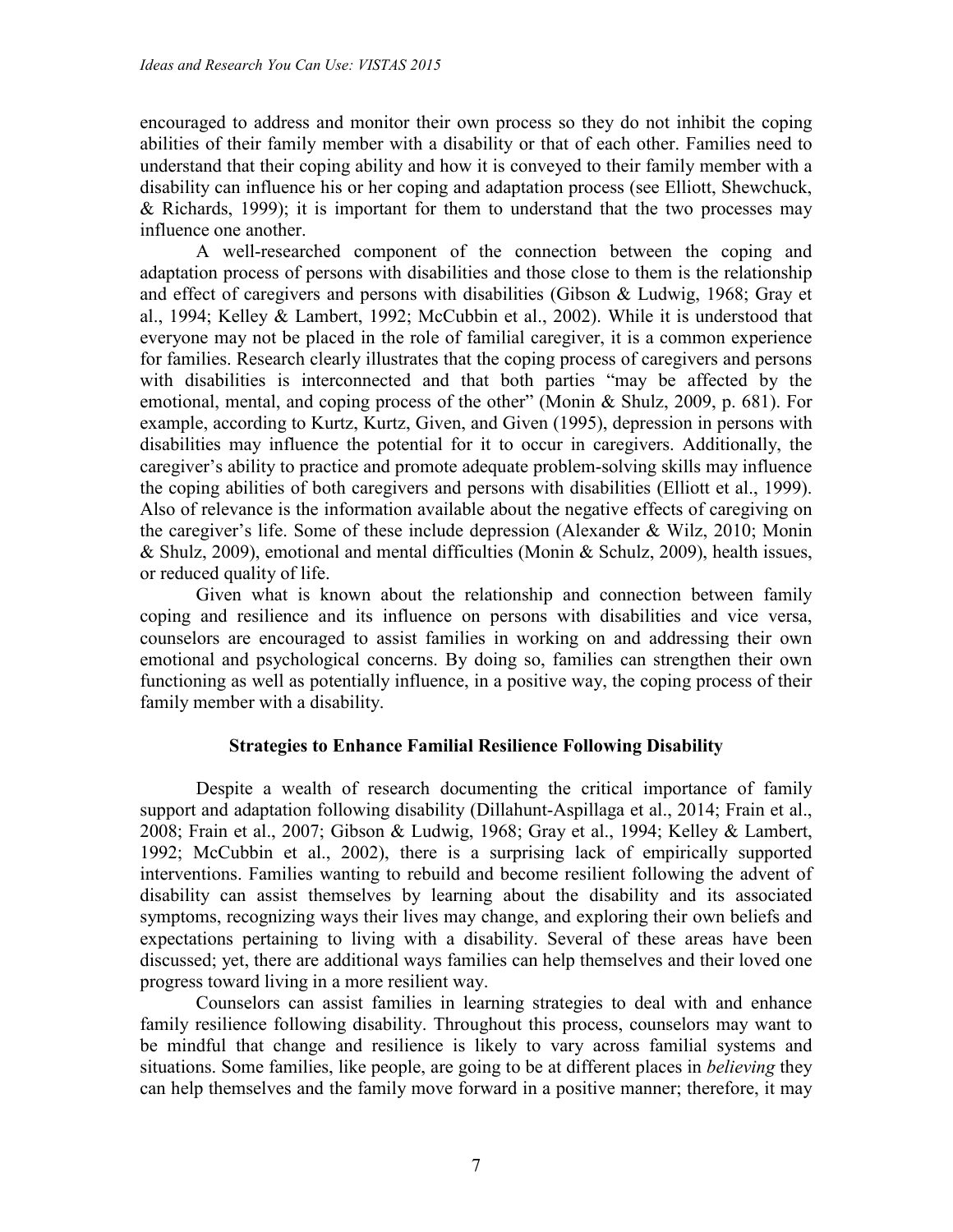encouraged to address and monitor their own process so they do not inhibit the coping abilities of their family member with a disability or that of each other. Families need to understand that their coping ability and how it is conveyed to their family member with a disability can influence his or her coping and adaptation process (see Elliott, Shewchuck, & Richards, 1999); it is important for them to understand that the two processes may influence one another.

A well-researched component of the connection between the coping and adaptation process of persons with disabilities and those close to them is the relationship and effect of caregivers and persons with disabilities (Gibson & Ludwig, 1968; Gray et al., 1994; Kelley & Lambert, 1992; McCubbin et al., 2002). While it is understood that everyone may not be placed in the role of familial caregiver, it is a common experience for families. Research clearly illustrates that the coping process of caregivers and persons with disabilities is interconnected and that both parties "may be affected by the emotional, mental, and coping process of the other" (Monin & Shulz, 2009, p. 681). For example, according to Kurtz, Kurtz, Given, and Given (1995), depression in persons with disabilities may influence the potential for it to occur in caregivers. Additionally, the caregiver's ability to practice and promote adequate problem-solving skills may influence the coping abilities of both caregivers and persons with disabilities (Elliott et al., 1999). Also of relevance is the information available about the negative effects of caregiving on the caregiver's life. Some of these include depression (Alexander & Wilz, 2010; Monin & Shulz, 2009), emotional and mental difficulties (Monin & Schulz, 2009), health issues, or reduced quality of life.

Given what is known about the relationship and connection between family coping and resilience and its influence on persons with disabilities and vice versa, counselors are encouraged to assist families in working on and addressing their own emotional and psychological concerns. By doing so, families can strengthen their own functioning as well as potentially influence, in a positive way, the coping process of their family member with a disability.

## Strategies to Enhance Familial Resilience Following Disability

Despite a wealth of research documenting the critical importance of family support and adaptation following disability (Dillahunt-Aspillaga et al., 2014; Frain et al., 2008; Frain et al., 2007; Gibson & Ludwig, 1968; Gray et al., 1994; Kelley & Lambert, 1992; McCubbin et al., 2002), there is a surprising lack of empirically supported interventions. Families wanting to rebuild and become resilient following the advent of disability can assist themselves by learning about the disability and its associated symptoms, recognizing ways their lives may change, and exploring their own beliefs and expectations pertaining to living with a disability. Several of these areas have been discussed; yet, there are additional ways families can help themselves and their loved one progress toward living in a more resilient way.

Counselors can assist families in learning strategies to deal with and enhance family resilience following disability. Throughout this process, counselors may want to be mindful that change and resilience is likely to vary across familial systems and situations. Some families, like people, are going to be at different places in *believing* they can help themselves and the family move forward in a positive manner; therefore, it may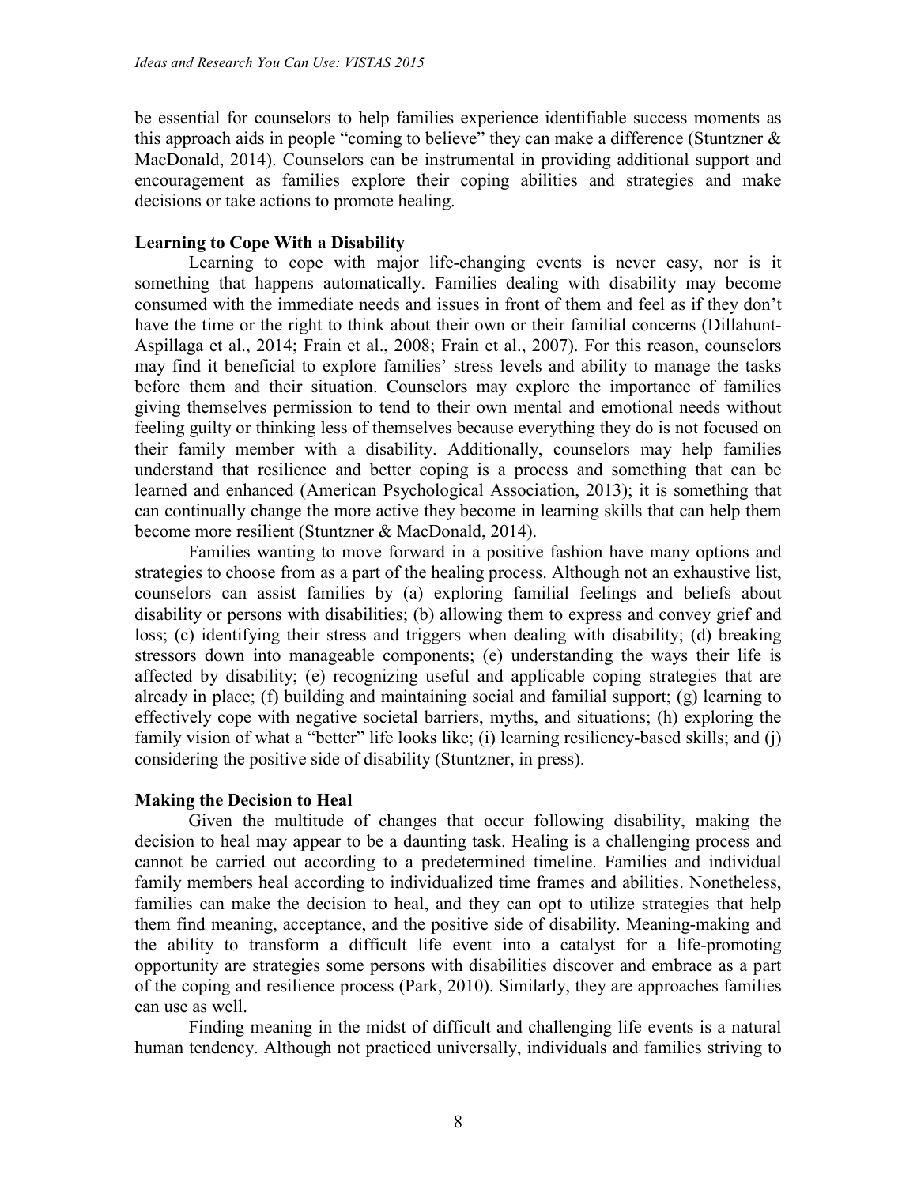be essential for counselors to help families experience identifiable success moments as this approach aids in people "coming to believe" they can make a difference (Stuntzner & MacDonald, 2014). Counselors can be instrumental in providing additional support and encouragement as families explore their coping abilities and strategies and make decisions or take actions to promote healing.

### Learning to Cope With a Disability

Learning to cope with major life-changing events is never easy, nor is it something that happens automatically. Families dealing with disability may become consumed with the immediate needs and issues in front of them and feel as if they don't have the time or the right to think about their own or their familial concerns (Dillahunt-Aspillaga et al., 2014; Frain et al., 2008; Frain et al., 2007). For this reason, counselors may find it beneficial to explore families' stress levels and ability to manage the tasks before them and their situation. Counselors may explore the importance of families giving themselves permission to tend to their own mental and emotional needs without feeling guilty or thinking less of themselves because everything they do is not focused on their family member with a disability. Additionally, counselors may help families understand that resilience and better coping is a process and something that can be learned and enhanced (American Psychological Association, 2013); it is something that can continually change the more active they become in learning skills that can help them become more resilient (Stuntzner & MacDonald, 2014).

Families wanting to move forward in a positive fashion have many options and strategies to choose from as a part of the healing process. Although not an exhaustive list, counselors can assist families by (a) exploring familial feelings and beliefs about disability or persons with disabilities; (b) allowing them to express and convey grief and loss; (c) identifying their stress and triggers when dealing with disability; (d) breaking stressors down into manageable components; (e) understanding the ways their life is affected by disability; (e) recognizing useful and applicable coping strategies that are already in place; (f) building and maintaining social and familial support; (g) learning to effectively cope with negative societal barriers, myths, and situations; (h) exploring the family vision of what a "better" life looks like; (i) learning resiliency-based skills; and (j) considering the positive side of disability (Stuntzner, in press).

### Making the Decision to Heal

Given the multitude of changes that occur following disability, making the decision to heal may appear to be a daunting task. Healing is a challenging process and cannot be carried out according to a predetermined timeline. Families and individual family members heal according to individualized time frames and abilities. Nonetheless, families can make the decision to heal, and they can opt to utilize strategies that help them find meaning, acceptance, and the positive side of disability. Meaning-making and the ability to transform a difficult life event into a catalyst for a life-promoting opportunity are strategies some persons with disabilities discover and embrace as a part of the coping and resilience process (Park, 2010). Similarly, they are approaches families can use as well.

Finding meaning in the midst of difficult and challenging life events is a natural human tendency. Although not practiced universally, individuals and families striving to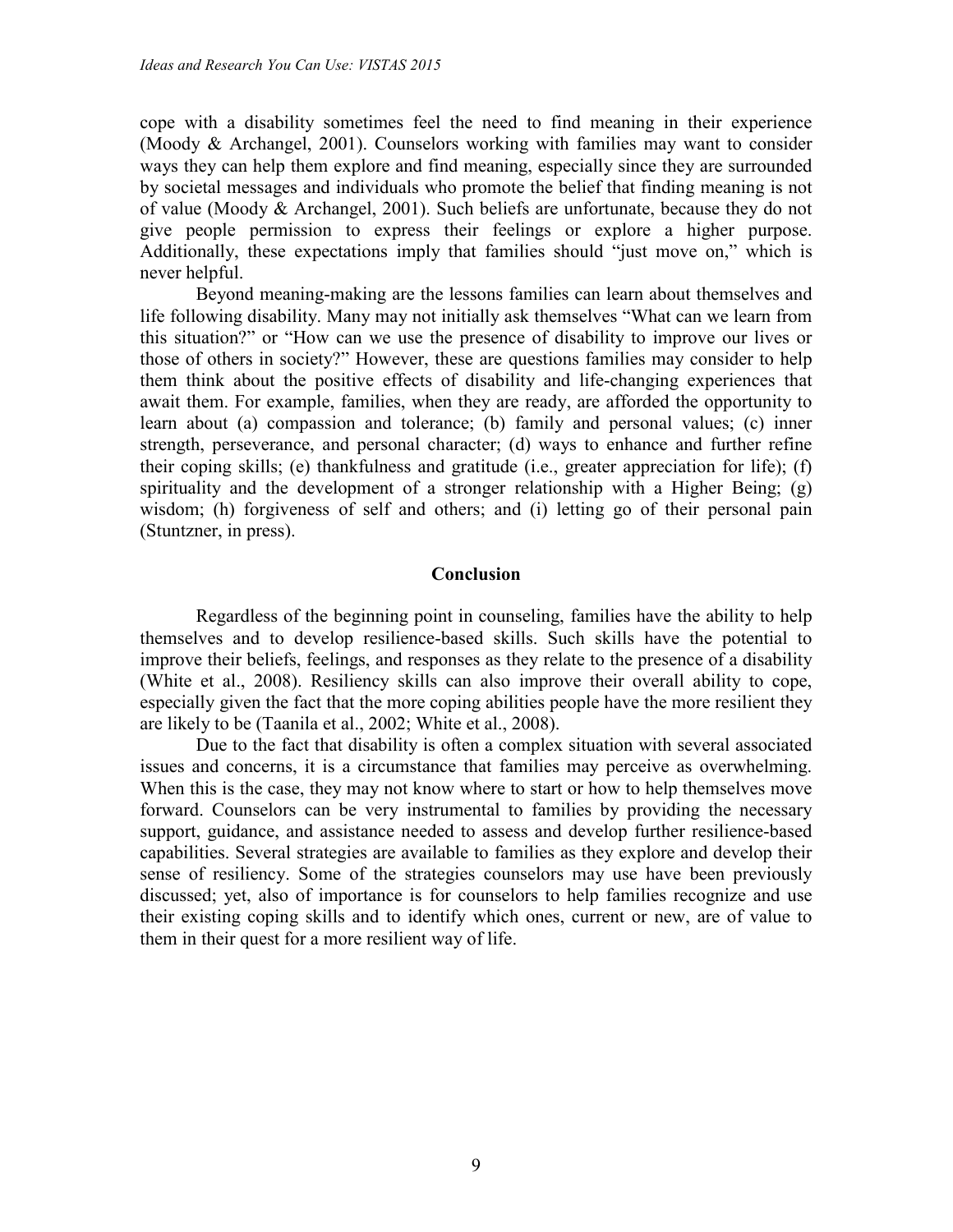cope with a disability sometimes feel the need to find meaning in their experience (Moody & Archangel, 2001). Counselors working with families may want to consider ways they can help them explore and find meaning, especially since they are surrounded by societal messages and individuals who promote the belief that finding meaning is not of value (Moody & Archangel, 2001). Such beliefs are unfortunate, because they do not give people permission to express their feelings or explore a higher purpose. Additionally, these expectations imply that families should "just move on," which is never helpful.

Beyond meaning-making are the lessons families can learn about themselves and life following disability. Many may not initially ask themselves "What can we learn from this situation?" or "How can we use the presence of disability to improve our lives or those of others in society?" However, these are questions families may consider to help them think about the positive effects of disability and life-changing experiences that await them. For example, families, when they are ready, are afforded the opportunity to learn about (a) compassion and tolerance; (b) family and personal values; (c) inner strength, perseverance, and personal character; (d) ways to enhance and further refine their coping skills; (e) thankfulness and gratitude (i.e., greater appreciation for life); (f) spirituality and the development of a stronger relationship with a Higher Being; (g) wisdom; (h) forgiveness of self and others; and (i) letting go of their personal pain (Stuntzner, in press).

## Conclusion

Regardless of the beginning point in counseling, families have the ability to help themselves and to develop resilience-based skills. Such skills have the potential to improve their beliefs, feelings, and responses as they relate to the presence of a disability (White et al., 2008). Resiliency skills can also improve their overall ability to cope, especially given the fact that the more coping abilities people have the more resilient they are likely to be (Taanila et al., 2002; White et al., 2008).

Due to the fact that disability is often a complex situation with several associated issues and concerns, it is a circumstance that families may perceive as overwhelming. When this is the case, they may not know where to start or how to help themselves move forward. Counselors can be very instrumental to families by providing the necessary support, guidance, and assistance needed to assess and develop further resilience-based capabilities. Several strategies are available to families as they explore and develop their sense of resiliency. Some of the strategies counselors may use have been previously discussed; yet, also of importance is for counselors to help families recognize and use their existing coping skills and to identify which ones, current or new, are of value to them in their quest for a more resilient way of life.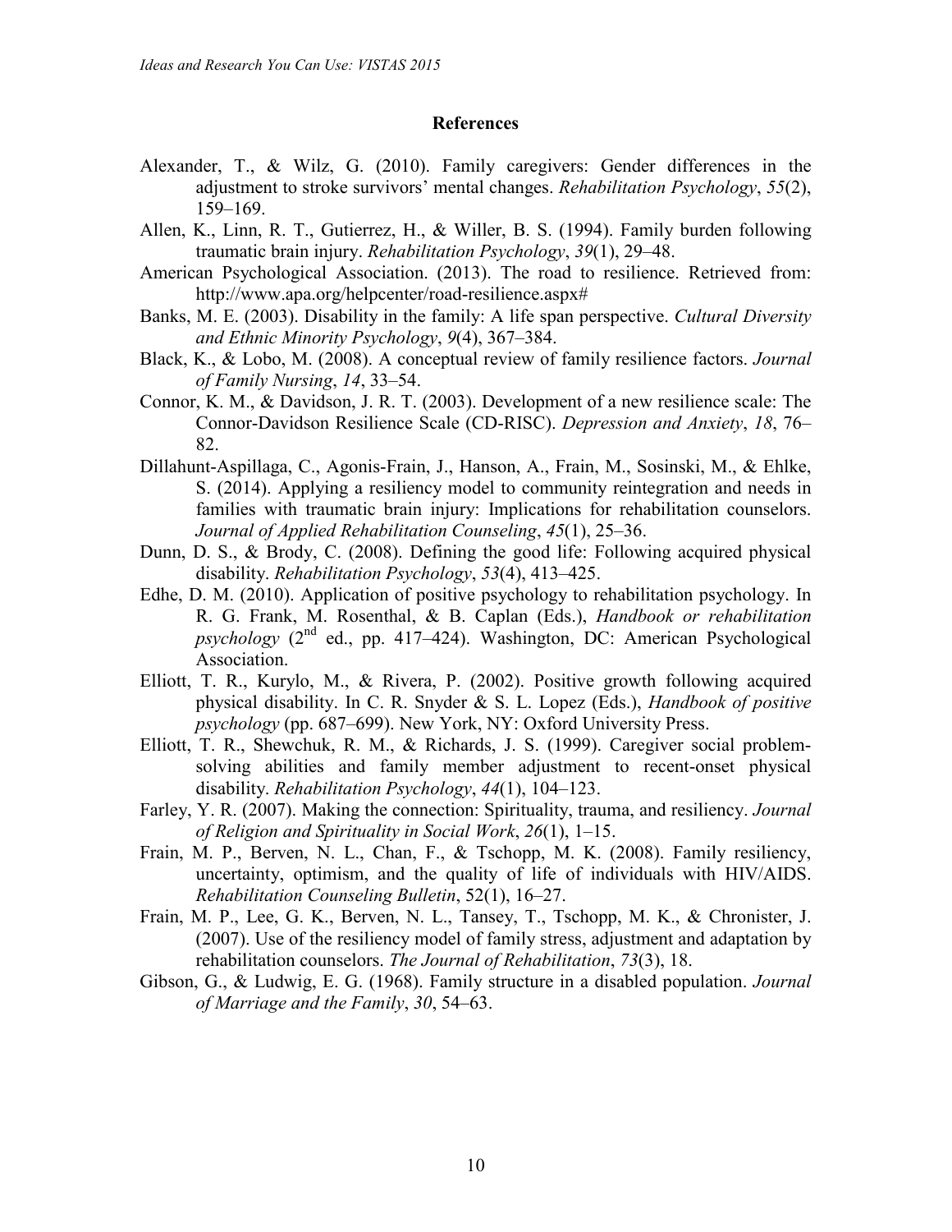## References

Alexander, T., & Wilz, G. (2010). Family caregivers: Gender differences in the adjustment to stroke survivors' mental changes. *Rehabilitation Psychology*, *55*(2), 159–169.

Allen, K., Linn, R. T., Gutierrez, H., & Willer, B. S. (1994). Family burden following traumatic brain injury. *Rehabilitation Psychology*, *39*(1), 29–48.

American Psychological Association. (2013). The road to resilience. Retrieved from: http://www.apa.org/helpcenter/road-resilience.aspx#

Banks, M. E. (2003). Disability in the family: A life span perspective. *Cultural Diversity and Ethnic Minority Psychology*, *9*(4), 367–384.

Black, K., & Lobo, M. (2008). A conceptual review of family resilience factors. *Journal of Family Nursing*, *14*, 33–54.

Connor, K. M., & Davidson, J. R. T. (2003). Development of a new resilience scale: The Connor-Davidson Resilience Scale (CD-RISC). *Depression and Anxiety*, *18*, 76–82.

Dillahunt-Aspillaga, C., Agonis-Frain, J., Hanson, A., Frain, M., Sosinski, M., & Ehlke, S. (2014). Applying a resiliency model to community reintegration and needs in families with traumatic brain injury: Implications for rehabilitation counselors. *Journal of Applied Rehabilitation Counseling*, *45*(1), 25–36.

Dunn, D. S., & Brody, C. (2008). Defining the good life: Following acquired physical disability. *Rehabilitation Psychology*, *53*(4), 413–425.

Edhe, D. M. (2010). Application of positive psychology to rehabilitation psychology. In R. G. Frank, M. Rosenthal, & B. Caplan (Eds.), *Handbook or rehabilitation psychology* (2nd ed., pp. 417–424). Washington, DC: American Psychological Association.

Elliott, T. R., Kurylo, M., & Rivera, P. (2002). Positive growth following acquired physical disability. In C. R. Snyder & S. L. Lopez (Eds.), *Handbook of positive psychology* (pp. 687–699). New York, NY: Oxford University Press.

Elliott, T. R., Shewchuk, R. M., & Richards, J. S. (1999). Caregiver social problem-solving abilities and family member adjustment to recent-onset physical disability. *Rehabilitation Psychology*, *44*(1), 104–123.

Farley, Y. R. (2007). Making the connection: Spirituality, trauma, and resiliency. *Journal of Religion and Spirituality in Social Work*, *26*(1), 1–15.

Frain, M. P., Berven, N. L., Chan, F., & Tschopp, M. K. (2008). Family resiliency, uncertainty, optimism, and the quality of life of individuals with HIV/AIDS. *Rehabilitation Counseling Bulletin*, 52(1), 16–27.

Frain, M. P., Lee, G. K., Berven, N. L., Tansey, T., Tschopp, M. K., & Chronister, J. (2007). Use of the resiliency model of family stress, adjustment and adaptation by rehabilitation counselors. *The Journal of Rehabilitation*, *73*(3), 18.

Gibson, G., & Ludwig, E. G. (1968). Family structure in a disabled population. *Journal of Marriage and the Family*, *30*, 54–63.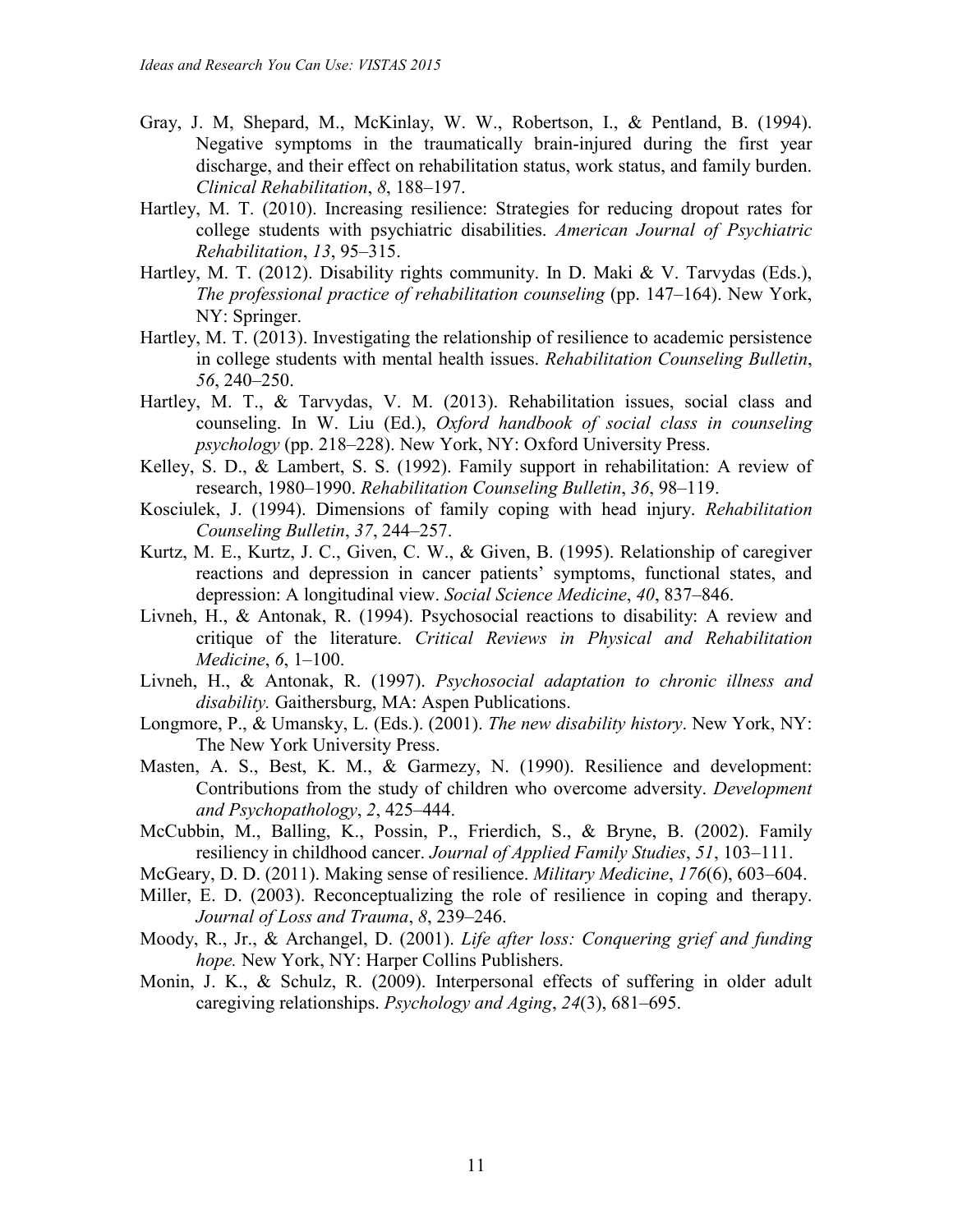Gray, J. M, Shepard, M., McKinlay, W. W., Robertson, I., & Pentland, B. (1994). Negative symptoms in the traumatically brain-injured during the first year discharge, and their effect on rehabilitation status, work status, and family burden. *Clinical Rehabilitation*, *8*, 188–197.

Hartley, M. T. (2010). Increasing resilience: Strategies for reducing dropout rates for college students with psychiatric disabilities. *American Journal of Psychiatric Rehabilitation*, *13*, 95–315.

Hartley, M. T. (2012). Disability rights community. In D. Maki & V. Tarvydas (Eds.), *The professional practice of rehabilitation counseling* (pp. 147–164). New York, NY: Springer.

Hartley, M. T. (2013). Investigating the relationship of resilience to academic persistence in college students with mental health issues. *Rehabilitation Counseling Bulletin*, *56*, 240–250.

Hartley, M. T., & Tarvydas, V. M. (2013). Rehabilitation issues, social class and counseling. In W. Liu (Ed.), *Oxford handbook of social class in counseling psychology* (pp. 218–228). New York, NY: Oxford University Press.

Kelley, S. D., & Lambert, S. S. (1992). Family support in rehabilitation: A review of research, 1980–1990. *Rehabilitation Counseling Bulletin*, *36*, 98–119.

Kosciulek, J. (1994). Dimensions of family coping with head injury. *Rehabilitation Counseling Bulletin*, *37*, 244–257.

Kurtz, M. E., Kurtz, J. C., Given, C. W., & Given, B. (1995). Relationship of caregiver reactions and depression in cancer patients' symptoms, functional states, and depression: A longitudinal view. *Social Science Medicine*, *40*, 837–846.

Livneh, H., & Antonak, R. (1994). Psychosocial reactions to disability: A review and critique of the literature. *Critical Reviews in Physical and Rehabilitation Medicine*, *6*, 1–100.

Livneh, H., & Antonak, R. (1997). *Psychosocial adaptation to chronic illness and disability.* Gaithersburg, MA: Aspen Publications.

Longmore, P., & Umansky, L. (Eds.). (2001). *The new disability history*. New York, NY: The New York University Press.

Masten, A. S., Best, K. M., & Garmezy, N. (1990). Resilience and development: Contributions from the study of children who overcome adversity. *Development and Psychopathology*, *2*, 425–444.

McCubbin, M., Balling, K., Possin, P., Frierdich, S., & Bryne, B. (2002). Family resiliency in childhood cancer. *Journal of Applied Family Studies*, *51*, 103–111.

McGeary, D. D. (2011). Making sense of resilience. *Military Medicine*, *176*(6), 603–604.

Miller, E. D. (2003). Reconceptualizing the role of resilience in coping and therapy. *Journal of Loss and Trauma*, *8*, 239–246.

Moody, R., Jr., & Archangel, D. (2001). *Life after loss: Conquering grief and funding hope.* New York, NY: Harper Collins Publishers.

Monin, J. K., & Schulz, R. (2009). Interpersonal effects of suffering in older adult caregiving relationships. *Psychology and Aging*, *24*(3), 681–695.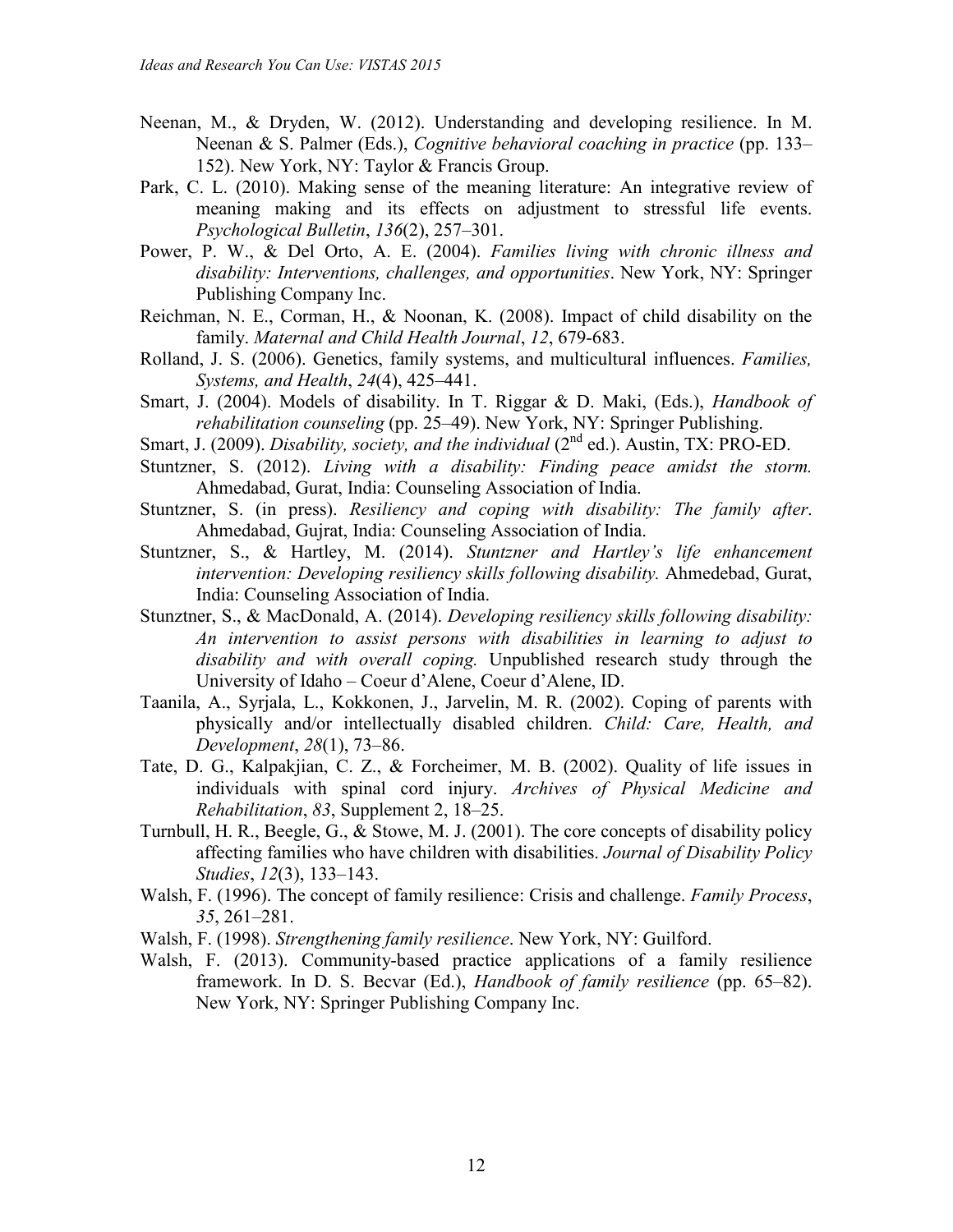Neenan, M., & Dryden, W. (2012). Understanding and developing resilience. In M. Neenan & S. Palmer (Eds.), *Cognitive behavioral coaching in practice* (pp. 133–152). New York, NY: Taylor & Francis Group.

Park, C. L. (2010). Making sense of the meaning literature: An integrative review of meaning making and its effects on adjustment to stressful life events. *Psychological Bulletin*, *136*(2), 257–301.

Power, P. W., & Del Orto, A. E. (2004). *Families living with chronic illness and disability: Interventions, challenges, and opportunities*. New York, NY: Springer Publishing Company Inc.

Reichman, N. E., Corman, H., & Noonan, K. (2008). Impact of child disability on the family. *Maternal and Child Health Journal*, *12*, 679-683.

Rolland, J. S. (2006). Genetics, family systems, and multicultural influences. *Families, Systems, and Health*, *24*(4), 425–441.

Smart, J. (2004). Models of disability. In T. Riggar & D. Maki, (Eds.), *Handbook of rehabilitation counseling* (pp. 25–49). New York, NY: Springer Publishing.

Smart, J. (2009). *Disability, society, and the individual* (2nd ed.). Austin, TX: PRO-ED.

Stuntzner, S. (2012). *Living with a disability: Finding peace amidst the storm.* Ahmedabad, Gurat, India: Counseling Association of India.

Stuntzner, S. (in press). *Resiliency and coping with disability: The family after*. Ahmedabad, Gujrat, India: Counseling Association of India.

Stuntzner, S., & Hartley, M. (2014). *Stuntzner and Hartley's life enhancement intervention: Developing resiliency skills following disability.* Ahmedebad, Gurat, India: Counseling Association of India.

Stunztner, S., & MacDonald, A. (2014). *Developing resiliency skills following disability: An intervention to assist persons with disabilities in learning to adjust to disability and with overall coping.* Unpublished research study through the University of Idaho – Coeur d'Alene, Coeur d'Alene, ID.

Taanila, A., Syrjala, L., Kokkonen, J., Jarvelin, M. R. (2002). Coping of parents with physically and/or intellectually disabled children. *Child: Care, Health, and Development*, *28*(1), 73–86.

Tate, D. G., Kalpakjian, C. Z., & Forcheimer, M. B. (2002). Quality of life issues in individuals with spinal cord injury. *Archives of Physical Medicine and Rehabilitation*, *83*, Supplement 2, 18–25.

Turnbull, H. R., Beegle, G., & Stowe, M. J. (2001). The core concepts of disability policy affecting families who have children with disabilities. *Journal of Disability Policy Studies*, *12*(3), 133–143.

Walsh, F. (1996). The concept of family resilience: Crisis and challenge. *Family Process*, *35*, 261–281.

Walsh, F. (1998). *Strengthening family resilience*. New York, NY: Guilford.

Walsh, F. (2013). Community-based practice applications of a family resilience framework. In D. S. Becvar (Ed.), *Handbook of family resilience* (pp. 65–82). New York, NY: Springer Publishing Company Inc.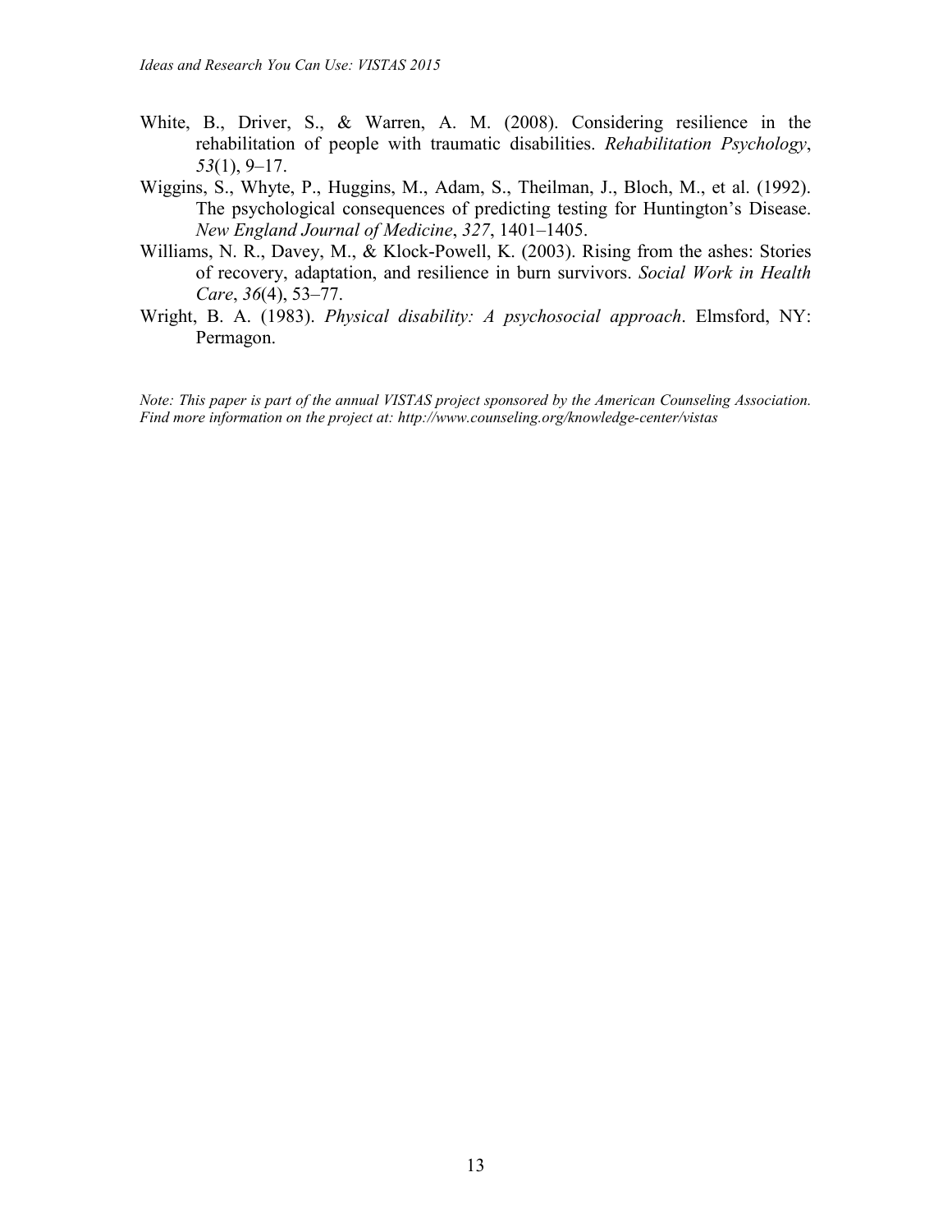White, B., Driver, S., & Warren, A. M. (2008). Considering resilience in the rehabilitation of people with traumatic disabilities. *Rehabilitation Psychology*, *53*(1), 9–17.

Wiggins, S., Whyte, P., Huggins, M., Adam, S., Theilman, J., Bloch, M., et al. (1992). The psychological consequences of predicting testing for Huntington's Disease. *New England Journal of Medicine*, *327*, 1401–1405.

Williams, N. R., Davey, M., & Klock-Powell, K. (2003). Rising from the ashes: Stories of recovery, adaptation, and resilience in burn survivors. *Social Work in Health Care*, *36*(4), 53–77.

Wright, B. A. (1983). *Physical disability: A psychosocial approach*. Elmsford, NY: Permagon.

*Note: This paper is part of the annual VISTAS project sponsored by the American Counseling Association. Find more information on the project at: http://www.counseling.org/knowledge-center/vistas*